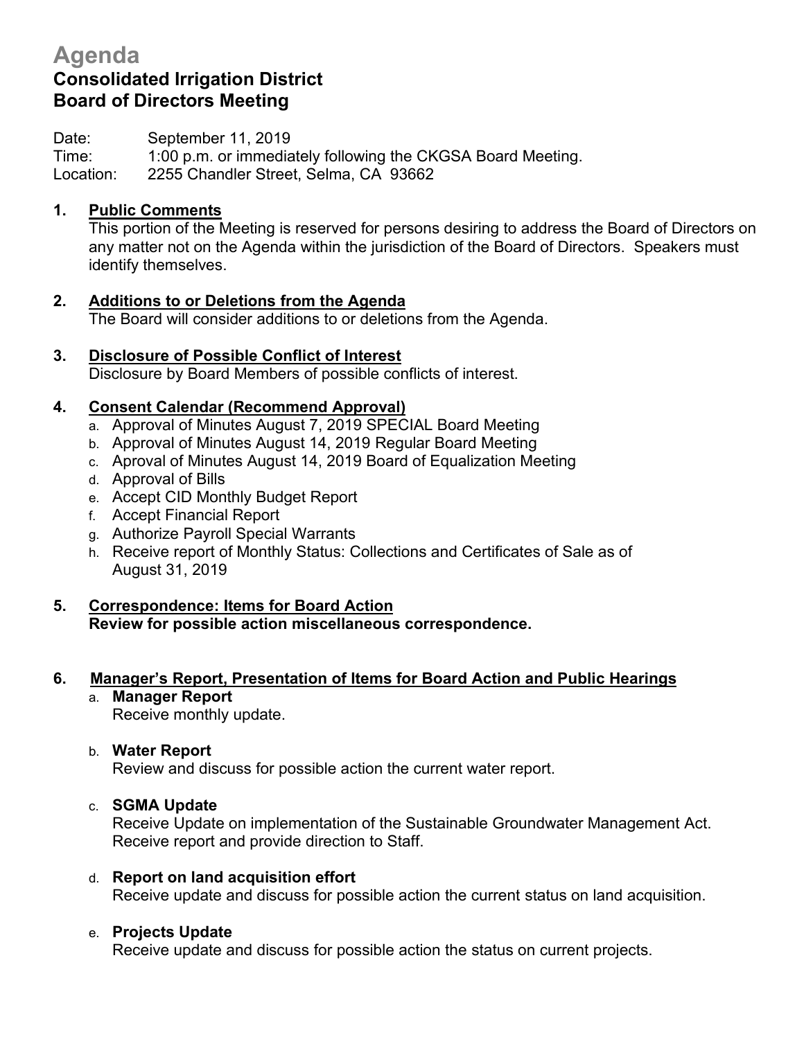# Agenda

## Consolidated Irrigation District
## Board of Directors Meeting

Date: September 11, 2019
Time: 1:00 p.m. or immediately following the CKGSA Board Meeting.
Location: 2255 Chandler Street, Selma, CA 93662

**1. Public Comments**
This portion of the Meeting is reserved for persons desiring to address the Board of Directors on any matter not on the Agenda within the jurisdiction of the Board of Directors. Speakers must identify themselves.

**2. Additions to or Deletions from the Agenda**
The Board will consider additions to or deletions from the Agenda.

**3. Disclosure of Possible Conflict of Interest**
Disclosure by Board Members of possible conflicts of interest.

**4. Consent Calendar (Recommend Approval)**

a. Approval of Minutes August 7, 2019 SPECIAL Board Meeting
b. Approval of Minutes August 14, 2019 Regular Board Meeting
c. Aproval of Minutes August 14, 2019 Board of Equalization Meeting
d. Approval of Bills
e. Accept CID Monthly Budget Report
f. Accept Financial Report
g. Authorize Payroll Special Warrants
h. Receive report of Monthly Status: Collections and Certificates of Sale as of August 31, 2019

**5. Correspondence: Items for Board Action**
**Review for possible action miscellaneous correspondence.**

**6. Manager's Report, Presentation of Items for Board Action and Public Hearings**

a. **Manager Report**
Receive monthly update.

b. **Water Report**
Review and discuss for possible action the current water report.

c. **SGMA Update**
Receive Update on implementation of the Sustainable Groundwater Management Act. Receive report and provide direction to Staff.

d. **Report on land acquisition effort**
Receive update and discuss for possible action the current status on land acquisition.

e. **Projects Update**
Receive update and discuss for possible action the status on current projects.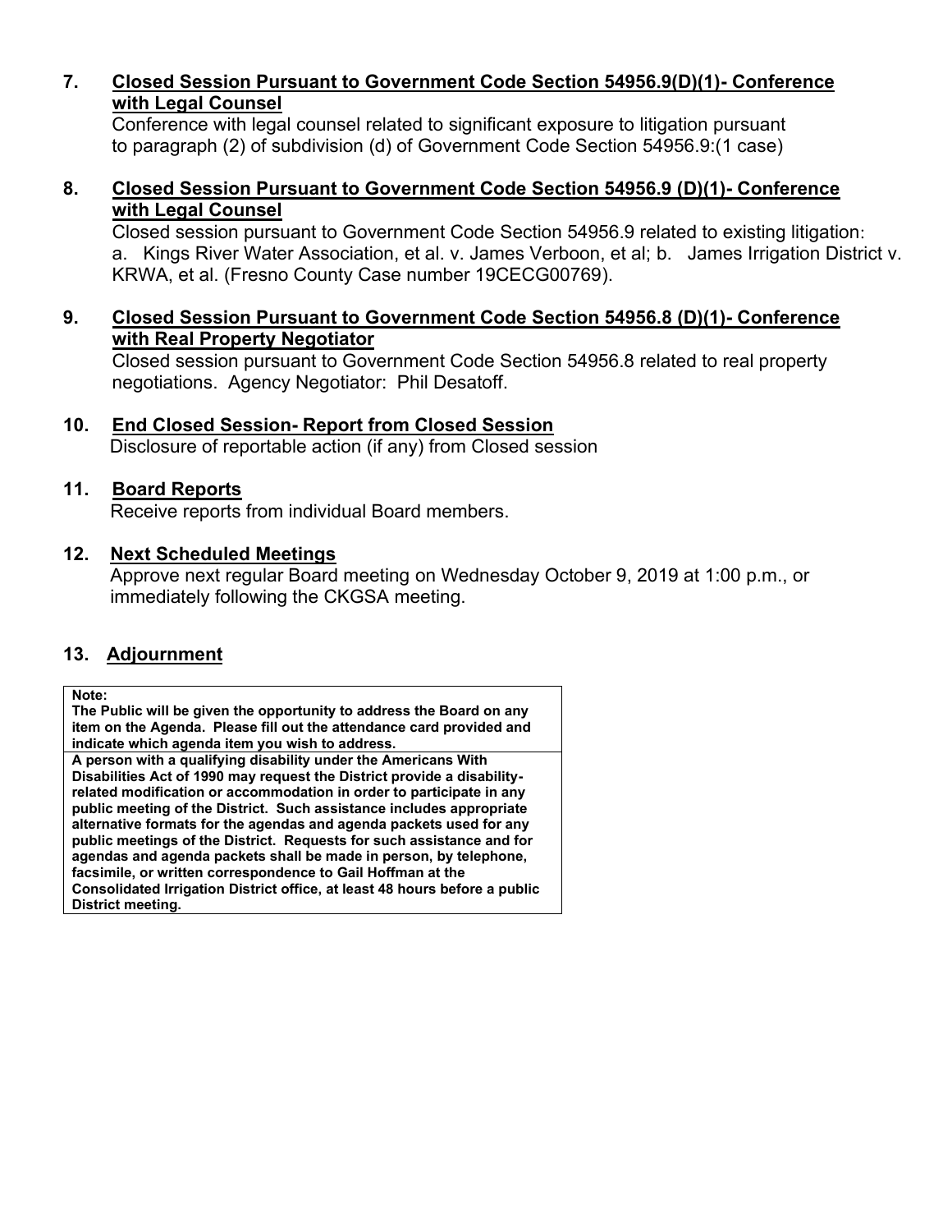**7. <u>Closed Session Pursuant to Government Code Section 54956.9(D)(1)- Conference with Legal Counsel</u>**

Conference with legal counsel related to significant exposure to litigation pursuant to paragraph (2) of subdivision (d) of Government Code Section 54956.9:(1 case)

**8. <u>Closed Session Pursuant to Government Code Section 54956.9 (D)(1)- Conference with Legal Counsel</u>**

Closed session pursuant to Government Code Section 54956.9 related to existing litigation: a. Kings River Water Association, et al. v. James Verboon, et al; b. James Irrigation District v. KRWA, et al. (Fresno County Case number 19CECG00769).

**9. <u>Closed Session Pursuant to Government Code Section 54956.8 (D)(1)- Conference with Real Property Negotiator</u>**

Closed session pursuant to Government Code Section 54956.8 related to real property negotiations. Agency Negotiator: Phil Desatoff.

**10. <u>End Closed Session- Report from Closed Session</u>**

Disclosure of reportable action (if any) from Closed session

**11. <u>Board Reports</u>**

Receive reports from individual Board members.

**12. <u>Next Scheduled Meetings</u>**

Approve next regular Board meeting on Wednesday October 9, 2019 at 1:00 p.m., or immediately following the CKGSA meeting.

**13. <u>Adjournment</u>**

**Note:**
**The Public will be given the opportunity to address the Board on any item on the Agenda. Please fill out the attendance card provided and indicate which agenda item you wish to address.**

**A person with a qualifying disability under the Americans With Disabilities Act of 1990 may request the District provide a disability-related modification or accommodation in order to participate in any public meeting of the District. Such assistance includes appropriate alternative formats for the agendas and agenda packets used for any public meetings of the District. Requests for such assistance and for agendas and agenda packets shall be made in person, by telephone, facsimile, or written correspondence to Gail Hoffman at the Consolidated Irrigation District office, at least 48 hours before a public District meeting.**